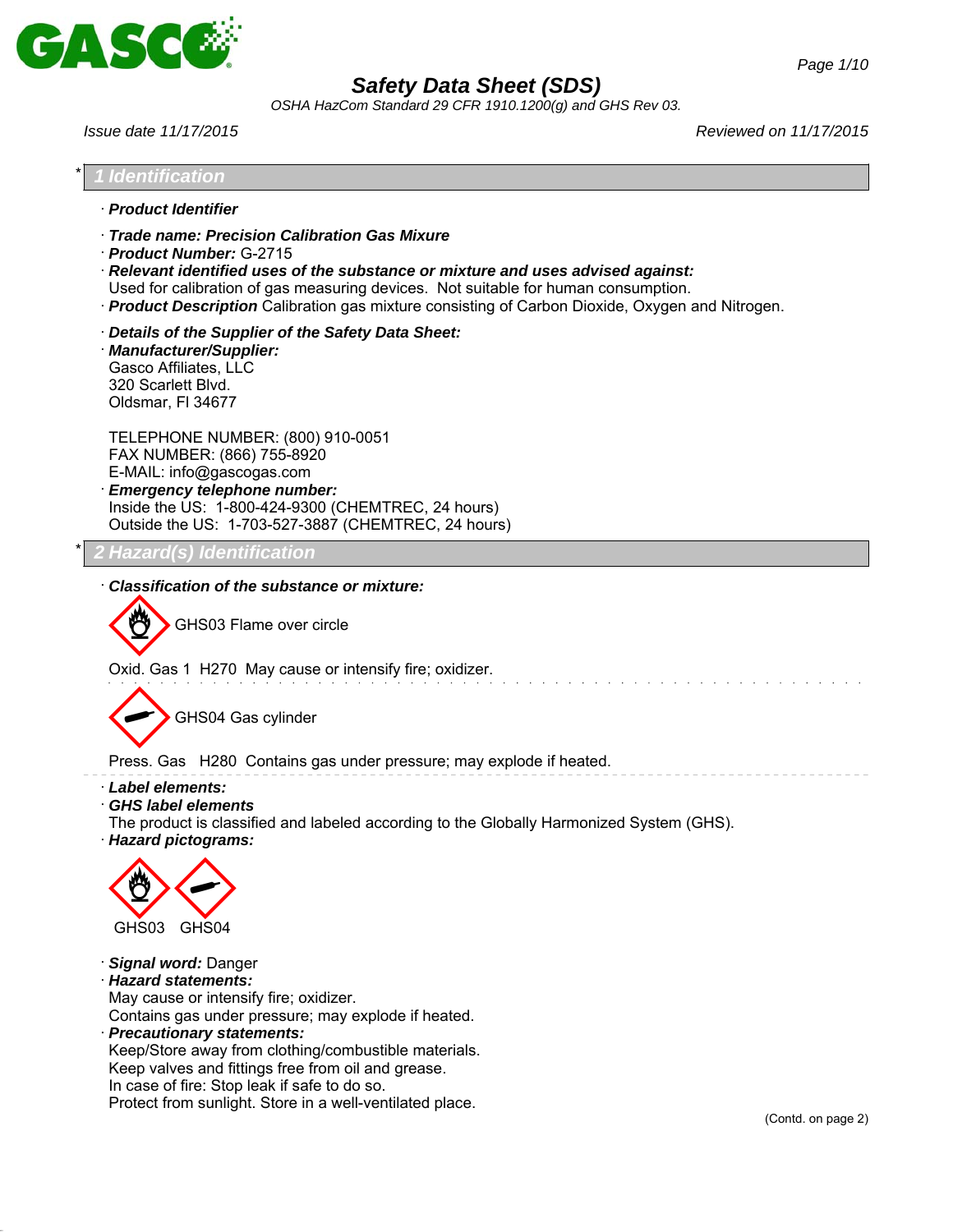# Safety Data Sheet (SDS)

*OSHA HazCom Standard 29 CFR 1910.1200(g) and GHS Rev 03.*

*Issue date 11/17/2015* *Reviewed on 11/17/2015*

## * 1 Identification

· ***Product Identifier***

· ***Trade name: Precision Calibration Gas Mixure***
· ***Product Number:*** G-2715
· ***Relevant identified uses of the substance or mixture and uses advised against:***
Used for calibration of gas measuring devices. Not suitable for human consumption.
· ***Product Description*** Calibration gas mixture consisting of Carbon Dioxide, Oxygen and Nitrogen.

· ***Details of the Supplier of the Safety Data Sheet:***
· ***Manufacturer/Supplier:***
Gasco Affiliates, LLC
320 Scarlett Blvd.
Oldsmar, Fl 34677

TELEPHONE NUMBER: (800) 910-0051
FAX NUMBER: (866) 755-8920
E-MAIL: info@gascogas.com
· ***Emergency telephone number:***
Inside the US: 1-800-424-9300 (CHEMTREC, 24 hours)
Outside the US: 1-703-527-3887 (CHEMTREC, 24 hours)

## * 2 Hazard(s) Identification

· ***Classification of the substance or mixture:***

GHS03 Flame over circle

Oxid. Gas 1 H270 May cause or intensify fire; oxidizer.

GHS04 Gas cylinder

Press. Gas H280 Contains gas under pressure; may explode if heated.

· ***Label elements:***
· ***GHS label elements***
The product is classified and labeled according to the Globally Harmonized System (GHS).
· ***Hazard pictograms:***

GHS03 GHS04

· ***Signal word:*** Danger
· ***Hazard statements:***
May cause or intensify fire; oxidizer.
Contains gas under pressure; may explode if heated.
· ***Precautionary statements:***
Keep/Store away from clothing/combustible materials.
Keep valves and fittings free from oil and grease.
In case of fire: Stop leak if safe to do so.
Protect from sunlight. Store in a well-ventilated place.

(Contd. on page 2)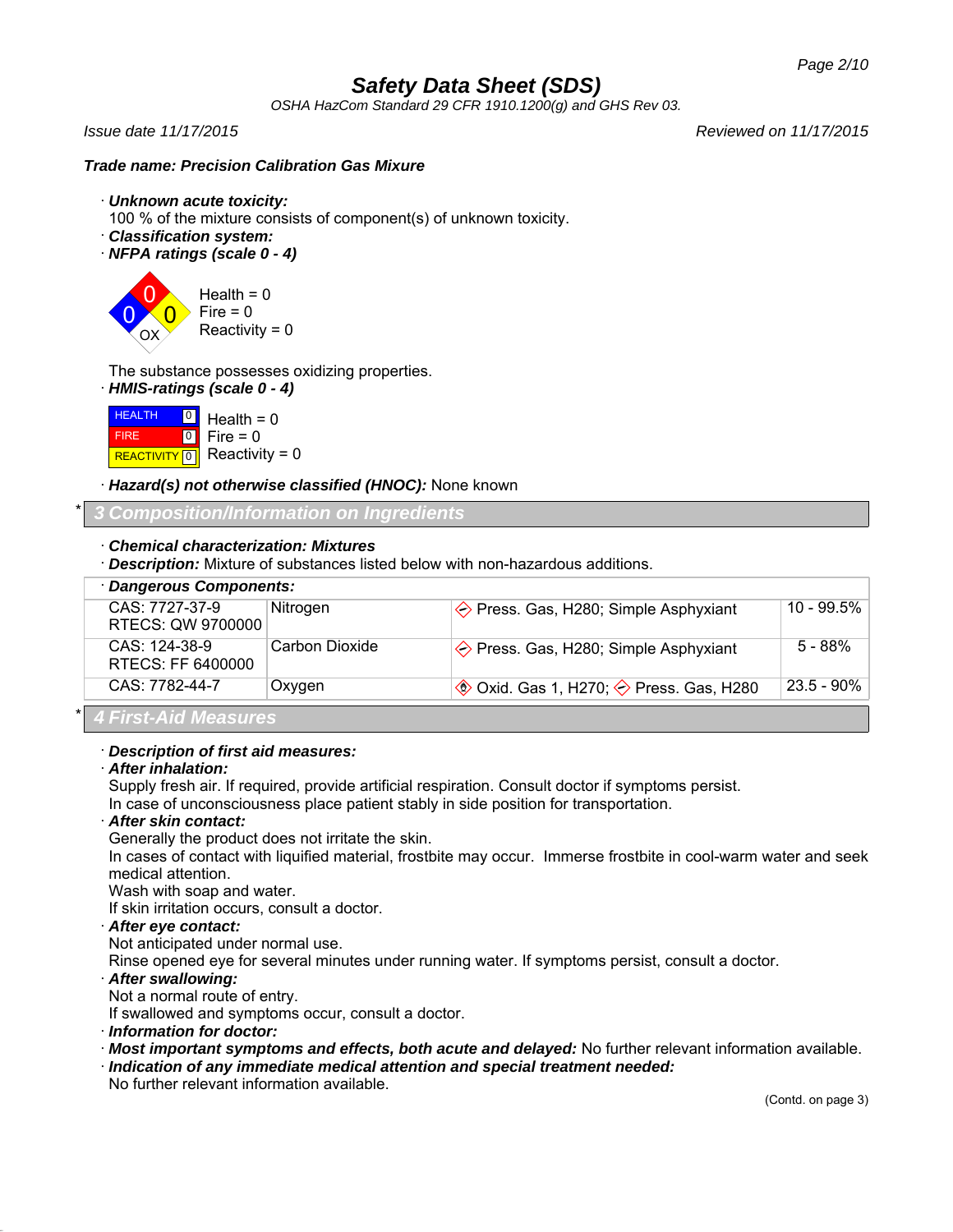# Safety Data Sheet (SDS)

*OSHA HazCom Standard 29 CFR 1910.1200(g) and GHS Rev 03.*

*Issue date 11/17/2015* *Reviewed on 11/17/2015*

***Trade name: Precision Calibration Gas Mixure***

· ***Unknown acute toxicity:***
100 % of the mixture consists of component(s) of unknown toxicity.
· ***Classification system:***
· ***NFPA ratings (scale 0 - 4)***

Health = 0
Fire = 0
Reactivity = 0

The substance possesses oxidizing properties.
· ***HMIS-ratings (scale 0 - 4)***

| | | |
|---|---|---|
| HEALTH | 0 | Health = 0 |
| FIRE | 0 | Fire = 0 |
| REACTIVITY | 0 | Reactivity = 0 |

· ***Hazard(s) not otherwise classified (HNOC):*** None known

## * 3 Composition/Information on Ingredients

· ***Chemical characterization: Mixtures***
· ***Description:*** Mixture of substances listed below with non-hazardous additions.

| · Dangerous Components: | | | |
|---|---|---|---|
| CAS: 7727-37-9<br>RTECS: QW 9700000 | Nitrogen | Press. Gas, H280; Simple Asphyxiant | 10 - 99.5% |
| CAS: 124-38-9<br>RTECS: FF 6400000 | Carbon Dioxide | Press. Gas, H280; Simple Asphyxiant | 5 - 88% |
| CAS: 7782-44-7 | Oxygen | Oxid. Gas 1, H270; Press. Gas, H280 | 23.5 - 90% |

## * 4 First-Aid Measures

· ***Description of first aid measures:***
· ***After inhalation:***
Supply fresh air. If required, provide artificial respiration. Consult doctor if symptoms persist.
In case of unconsciousness place patient stably in side position for transportation.
· ***After skin contact:***
Generally the product does not irritate the skin.
In cases of contact with liquified material, frostbite may occur. Immerse frostbite in cool-warm water and seek medical attention.
Wash with soap and water.
If skin irritation occurs, consult a doctor.
· ***After eye contact:***
Not anticipated under normal use.
Rinse opened eye for several minutes under running water. If symptoms persist, consult a doctor.
· ***After swallowing:***
Not a normal route of entry.
If swallowed and symptoms occur, consult a doctor.
· ***Information for doctor:***
· ***Most important symptoms and effects, both acute and delayed:*** No further relevant information available.
· ***Indication of any immediate medical attention and special treatment needed:***
No further relevant information available.

(Contd. on page 3)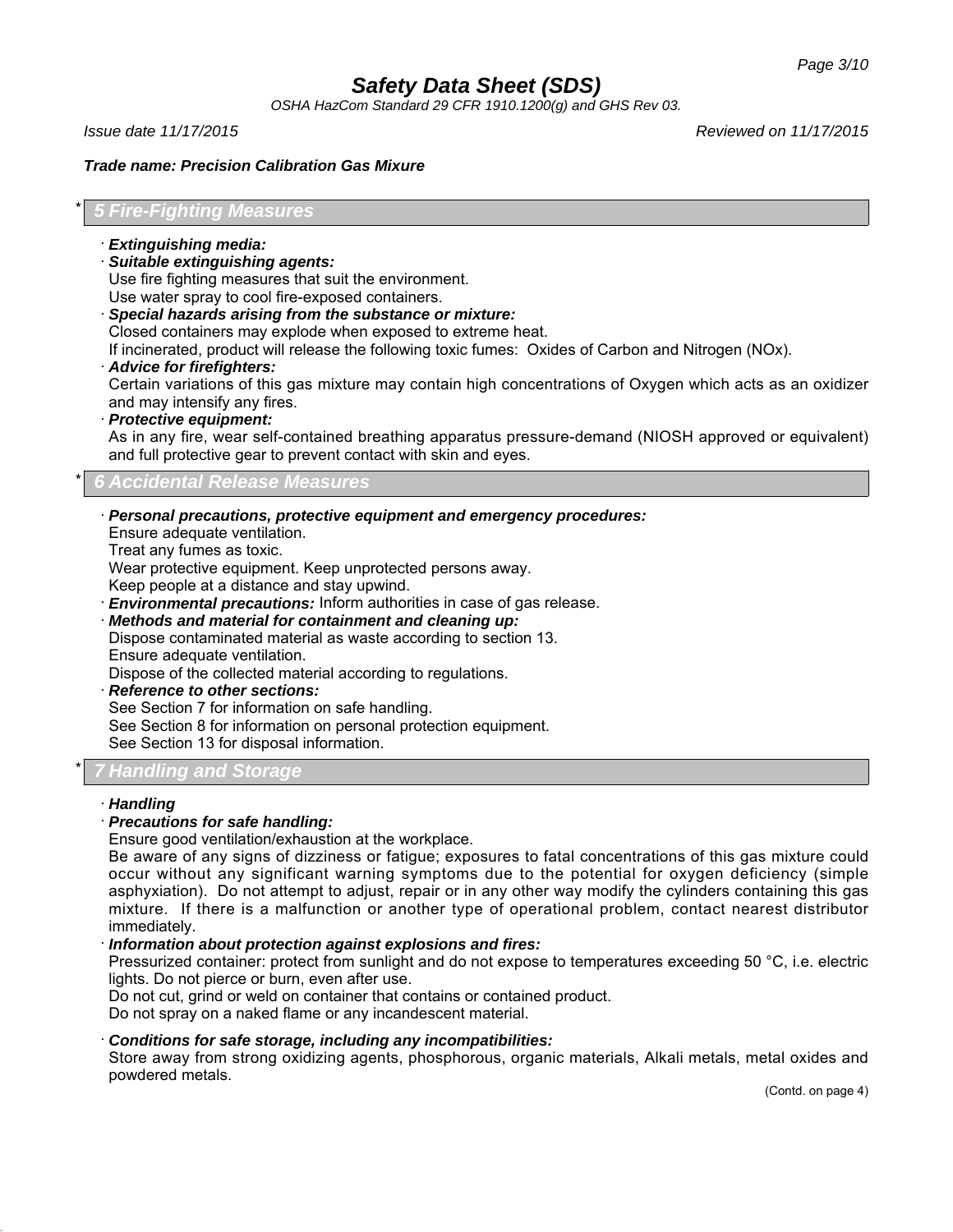**Trade name: Precision Calibration Gas Mixure**

## * 5 Fire-Fighting Measures

· ***Extinguishing media:***
· ***Suitable extinguishing agents:***
Use fire fighting measures that suit the environment.
Use water spray to cool fire-exposed containers.
· ***Special hazards arising from the substance or mixture:***
Closed containers may explode when exposed to extreme heat.
If incinerated, product will release the following toxic fumes: Oxides of Carbon and Nitrogen (NOx).
· ***Advice for firefighters:***
Certain variations of this gas mixture may contain high concentrations of Oxygen which acts as an oxidizer and may intensify any fires.
· ***Protective equipment:***
As in any fire, wear self-contained breathing apparatus pressure-demand (NIOSH approved or equivalent) and full protective gear to prevent contact with skin and eyes.

## * 6 Accidental Release Measures

· ***Personal precautions, protective equipment and emergency procedures:***
Ensure adequate ventilation.
Treat any fumes as toxic.
Wear protective equipment. Keep unprotected persons away.
Keep people at a distance and stay upwind.
· ***Environmental precautions:*** Inform authorities in case of gas release.
· ***Methods and material for containment and cleaning up:***
Dispose contaminated material as waste according to section 13.
Ensure adequate ventilation.
Dispose of the collected material according to regulations.
· ***Reference to other sections:***
See Section 7 for information on safe handling.
See Section 8 for information on personal protection equipment.
See Section 13 for disposal information.

## * 7 Handling and Storage

· ***Handling***
· ***Precautions for safe handling:***
Ensure good ventilation/exhaustion at the workplace.
Be aware of any signs of dizziness or fatigue; exposures to fatal concentrations of this gas mixture could occur without any significant warning symptoms due to the potential for oxygen deficiency (simple asphyxiation). Do not attempt to adjust, repair or in any other way modify the cylinders containing this gas mixture. If there is a malfunction or another type of operational problem, contact nearest distributor immediately.
· ***Information about protection against explosions and fires:***
Pressurized container: protect from sunlight and do not expose to temperatures exceeding 50 °C, i.e. electric lights. Do not pierce or burn, even after use.
Do not cut, grind or weld on container that contains or contained product.
Do not spray on a naked flame or any incandescent material.

· ***Conditions for safe storage, including any incompatibilities:***
Store away from strong oxidizing agents, phosphorous, organic materials, Alkali metals, metal oxides and powdered metals.

(Contd. on page 4)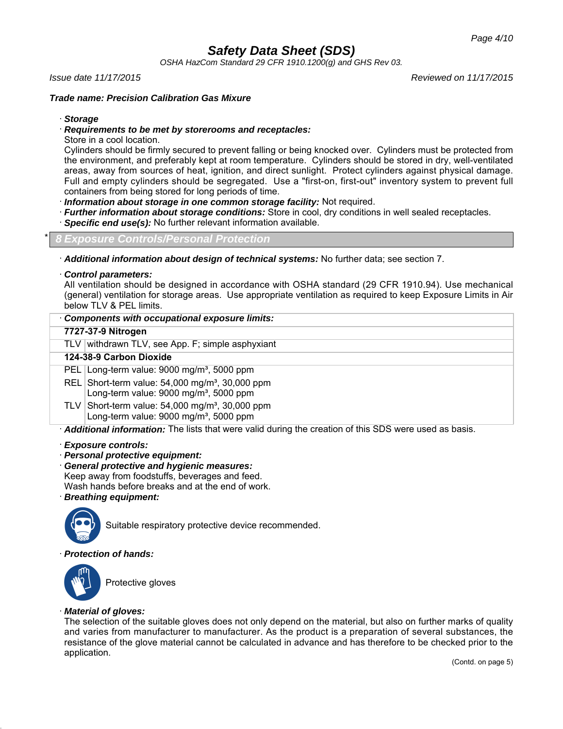**Trade name: Precision Calibration Gas Mixure**

· **Storage**

· **Requirements to be met by storerooms and receptacles:**
Store in a cool location.
Cylinders should be firmly secured to prevent falling or being knocked over. Cylinders must be protected from the environment, and preferably kept at room temperature. Cylinders should be stored in dry, well-ventilated areas, away from sources of heat, ignition, and direct sunlight. Protect cylinders against physical damage. Full and empty cylinders should be segregated. Use a "first-on, first-out" inventory system to prevent full containers from being stored for long periods of time.

· **Information about storage in one common storage facility:** Not required.

· **Further information about storage conditions:** Store in cool, dry conditions in well sealed receptacles.

· **Specific end use(s):** No further relevant information available.

## * 8 Exposure Controls/Personal Protection

· **Additional information about design of technical systems:** No further data; see section 7.

· **Control parameters:**
All ventilation should be designed in accordance with OSHA standard (29 CFR 1910.94). Use mechanical (general) ventilation for storage areas. Use appropriate ventilation as required to keep Exposure Limits in Air below TLV & PEL limits.

| · **Components with occupational exposure limits:** | |
|---|---|
| **7727-37-9 Nitrogen** | |
| TLV | withdrawn TLV, see App. F; simple asphyxiant |
| **124-38-9 Carbon Dioxide** | |
| PEL | Long-term value: 9000 mg/m³, 5000 ppm |
| REL | Short-term value: 54,000 mg/m³, 30,000 ppm<br>Long-term value: 9000 mg/m³, 5000 ppm |
| TLV | Short-term value: 54,000 mg/m³, 30,000 ppm<br>Long-term value: 9000 mg/m³, 5000 ppm |

· **Additional information:** The lists that were valid during the creation of this SDS were used as basis.

· **Exposure controls:**

· **Personal protective equipment:**

· **General protective and hygienic measures:**
Keep away from foodstuffs, beverages and feed.
Wash hands before breaks and at the end of work.

· **Breathing equipment:**

Suitable respiratory protective device recommended.

· **Protection of hands:**

Protective gloves

· **Material of gloves:**
The selection of the suitable gloves does not only depend on the material, but also on further marks of quality and varies from manufacturer to manufacturer. As the product is a preparation of several substances, the resistance of the glove material cannot be calculated in advance and has therefore to be checked prior to the application.

(Contd. on page 5)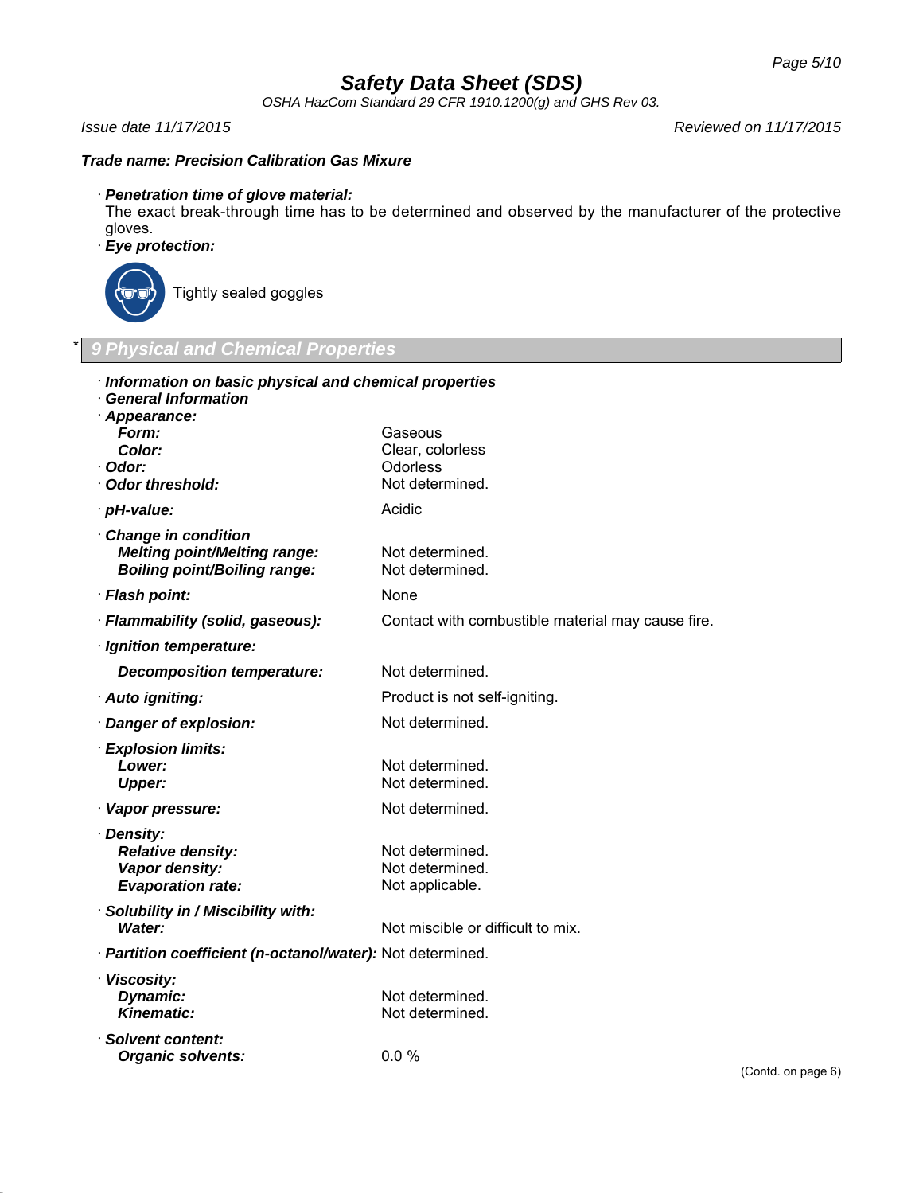Trade name: **Precision Calibration Gas Mixure**

· **Penetration time of glove material:**
The exact break-through time has to be determined and observed by the manufacturer of the protective gloves.

· **Eye protection:**

Tightly sealed goggles

## 9 Physical and Chemical Properties

· **Information on basic physical and chemical properties**
· **General Information**

| Property | Value |
| --- | --- |
| · **Appearance:** | |
| **Form:** | Gaseous |
| **Color:** | Clear, colorless |
| · **Odor:** | Odorless |
| · **Odor threshold:** | Not determined. |
| · **pH-value:** | Acidic |
| · **Change in condition** | |
| **Melting point/Melting range:** | Not determined. |
| **Boiling point/Boiling range:** | Not determined. |
| · **Flash point:** | None |
| · **Flammability (solid, gaseous):** | Contact with combustible material may cause fire. |
| · **Ignition temperature:** | |
| **Decomposition temperature:** | Not determined. |
| · **Auto igniting:** | Product is not self-igniting. |
| · **Danger of explosion:** | Not determined. |
| · **Explosion limits:** | |
| **Lower:** | Not determined. |
| **Upper:** | Not determined. |
| · **Vapor pressure:** | Not determined. |
| · **Density:** | |
| **Relative density:** | Not determined. |
| **Vapor density:** | Not determined. |
| **Evaporation rate:** | Not applicable. |
| · **Solubility in / Miscibility with:** | |
| **Water:** | Not miscible or difficult to mix. |
| · **Partition coefficient (n-octanol/water):** | Not determined. |
| · **Viscosity:** | |
| **Dynamic:** | Not determined. |
| **Kinematic:** | Not determined. |
| · **Solvent content:** | |
| **Organic solvents:** | 0.0 % |

(Contd. on page 6)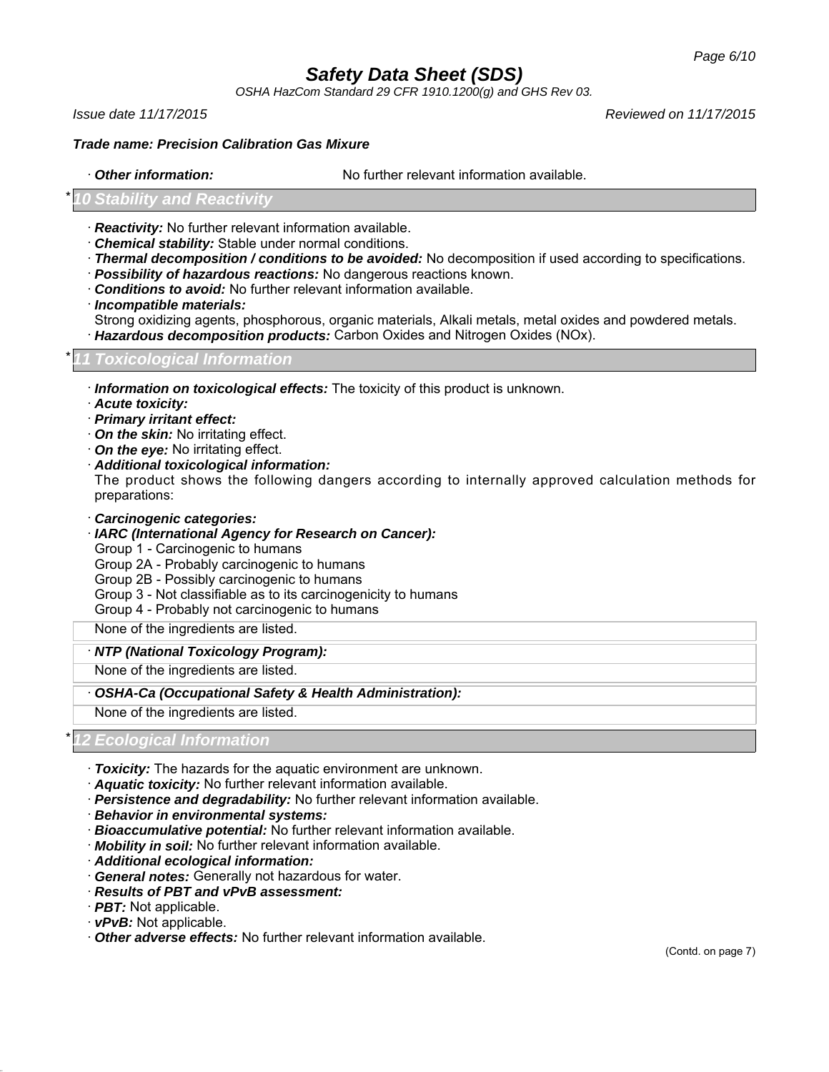**Trade name: Precision Calibration Gas Mixure**

· ***Other information:*** No further relevant information available.

## * 10 Stability and Reactivity

· ***Reactivity:*** No further relevant information available.
· ***Chemical stability:*** Stable under normal conditions.
· ***Thermal decomposition / conditions to be avoided:*** No decomposition if used according to specifications.
· ***Possibility of hazardous reactions:*** No dangerous reactions known.
· ***Conditions to avoid:*** No further relevant information available.
· ***Incompatible materials:***
Strong oxidizing agents, phosphorous, organic materials, Alkali metals, metal oxides and powdered metals.
· ***Hazardous decomposition products:*** Carbon Oxides and Nitrogen Oxides (NOx).

## * 11 Toxicological Information

· ***Information on toxicological effects:*** The toxicity of this product is unknown.
· ***Acute toxicity:***
· ***Primary irritant effect:***
· ***On the skin:*** No irritating effect.
· ***On the eye:*** No irritating effect.
· ***Additional toxicological information:***
The product shows the following dangers according to internally approved calculation methods for preparations:

· ***Carcinogenic categories:***
· ***IARC (International Agency for Research on Cancer):***
Group 1 - Carcinogenic to humans
Group 2A - Probably carcinogenic to humans
Group 2B - Possibly carcinogenic to humans
Group 3 - Not classifiable as to its carcinogenicity to humans
Group 4 - Probably not carcinogenic to humans

None of the ingredients are listed.

· ***NTP (National Toxicology Program):***

None of the ingredients are listed.

· ***OSHA-Ca (Occupational Safety & Health Administration):***

None of the ingredients are listed.

## * 12 Ecological Information

· ***Toxicity:*** The hazards for the aquatic environment are unknown.
· ***Aquatic toxicity:*** No further relevant information available.
· ***Persistence and degradability:*** No further relevant information available.
· ***Behavior in environmental systems:***
· ***Bioaccumulative potential:*** No further relevant information available.
· ***Mobility in soil:*** No further relevant information available.
· ***Additional ecological information:***
· ***General notes:*** Generally not hazardous for water.
· ***Results of PBT and vPvB assessment:***
· ***PBT:*** Not applicable.
· ***vPvB:*** Not applicable.
· ***Other adverse effects:*** No further relevant information available.

(Contd. on page 7)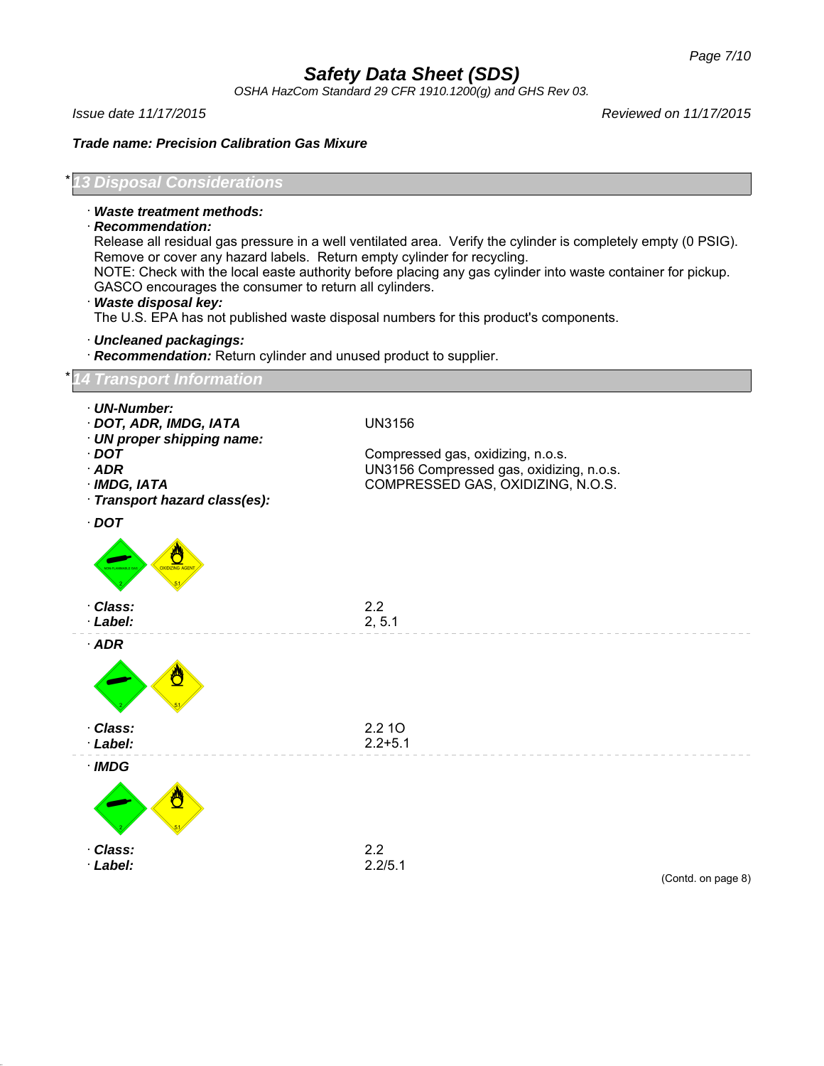**Safety Data Sheet (SDS)**

*OSHA HazCom Standard 29 CFR 1910.1200(g) and GHS Rev 03.*

*Issue date 11/17/2015* *Reviewed on 11/17/2015*

***Trade name: Precision Calibration Gas Mixure***

## * 13 Disposal Considerations

· ***Waste treatment methods:***

· ***Recommendation:***

Release all residual gas pressure in a well ventilated area. Verify the cylinder is completely empty (0 PSIG). Remove or cover any hazard labels. Return empty cylinder for recycling.

NOTE: Check with the local easte authority before placing any gas cylinder into waste container for pickup. GASCO encourages the consumer to return all cylinders.

· ***Waste disposal key:***

The U.S. EPA has not published waste disposal numbers for this product's components.

· ***Uncleaned packagings:***

· ***Recommendation:*** Return cylinder and unused product to supplier.

## * 14 Transport Information

· ***UN-Number:***

· ***DOT, ADR, IMDG, IATA*** UN3156

· ***UN proper shipping name:***

· ***DOT*** Compressed gas, oxidizing, n.o.s.

· ***ADR*** UN3156 Compressed gas, oxidizing, n.o.s.

· ***IMDG, IATA*** COMPRESSED GAS, OXIDIZING, N.O.S.

· ***Transport hazard class(es):***

· ***DOT***

· ***Class:*** 2.2

· ***Label:*** 2, 5.1

· ***ADR***

· ***Class:*** 2.2 1O

· ***Label:*** 2.2+5.1

· ***IMDG***

· ***Class:*** 2.2

· ***Label:*** 2.2/5.1

(Contd. on page 8)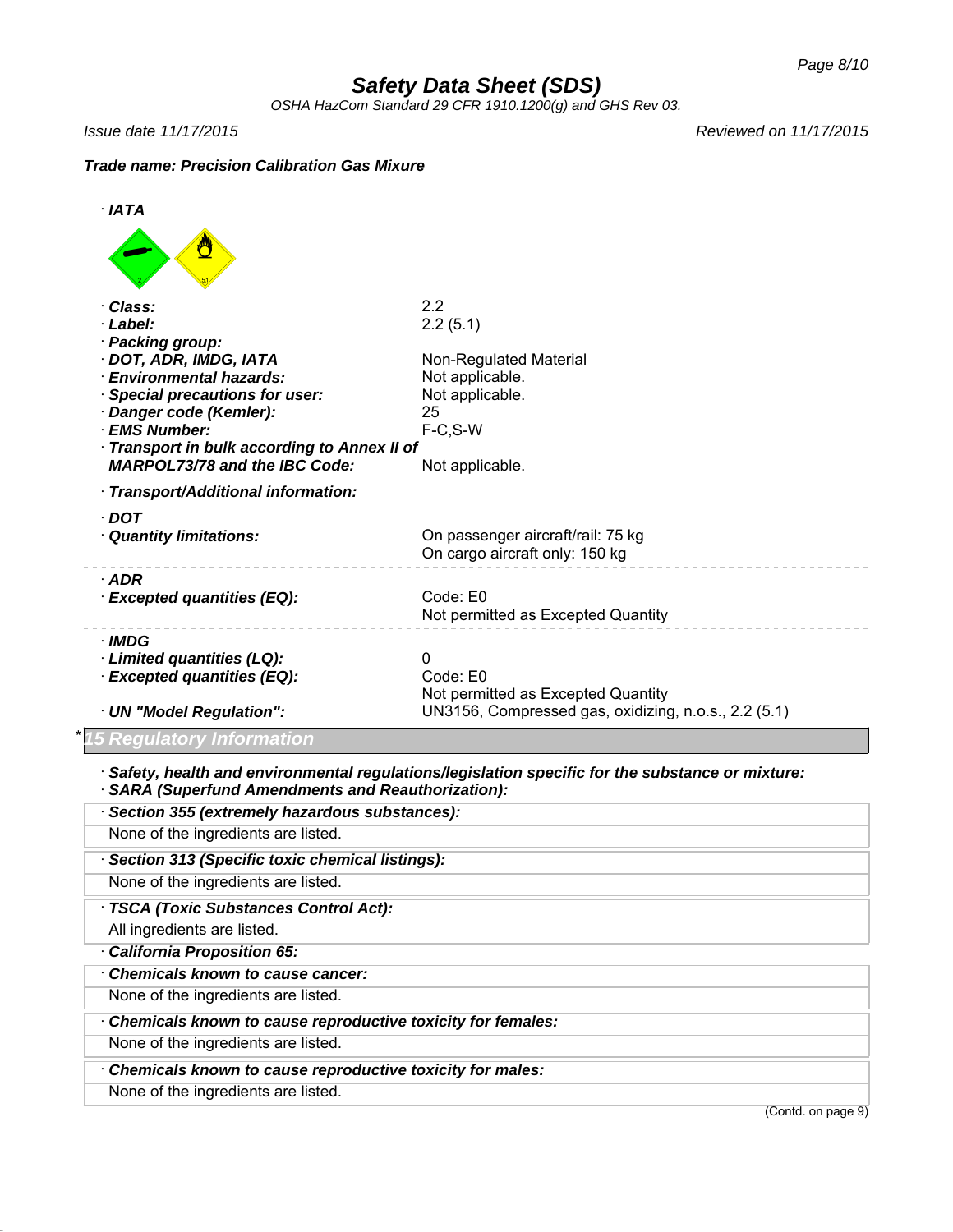· **IATA**

· **Class:** 2.2
· **Label:** 2.2 (5.1)
· **Packing group:**
· **DOT, ADR, IMDG, IATA** Non-Regulated Material
· **Environmental hazards:** Not applicable.
· **Special precautions for user:** Not applicable.
· **Danger code (Kemler):** 25
· **EMS Number:** F-C,S-W
· **Transport in bulk according to Annex II of MARPOL73/78 and the IBC Code:** Not applicable.

· **Transport/Additional information:**

· **DOT**
· **Quantity limitations:** On passenger aircraft/rail: 75 kg
On cargo aircraft only: 150 kg

· **ADR**
· **Excepted quantities (EQ):** Code: E0
Not permitted as Excepted Quantity

· **IMDG**
· **Limited quantities (LQ):** 0
· **Excepted quantities (EQ):** Code: E0
Not permitted as Excepted Quantity
· **UN "Model Regulation":** UN3156, Compressed gas, oxidizing, n.o.s., 2.2 (5.1)

## * 15 Regulatory Information

· **Safety, health and environmental regulations/legislation specific for the substance or mixture:**
· **SARA (Superfund Amendments and Reauthorization):**

· **Section 355 (extremely hazardous substances):**
None of the ingredients are listed.

· **Section 313 (Specific toxic chemical listings):**
None of the ingredients are listed.

· **TSCA (Toxic Substances Control Act):**
All ingredients are listed.

· **California Proposition 65:**

· **Chemicals known to cause cancer:**
None of the ingredients are listed.

· **Chemicals known to cause reproductive toxicity for females:**
None of the ingredients are listed.

· **Chemicals known to cause reproductive toxicity for males:**
None of the ingredients are listed.

(Contd. on page 9)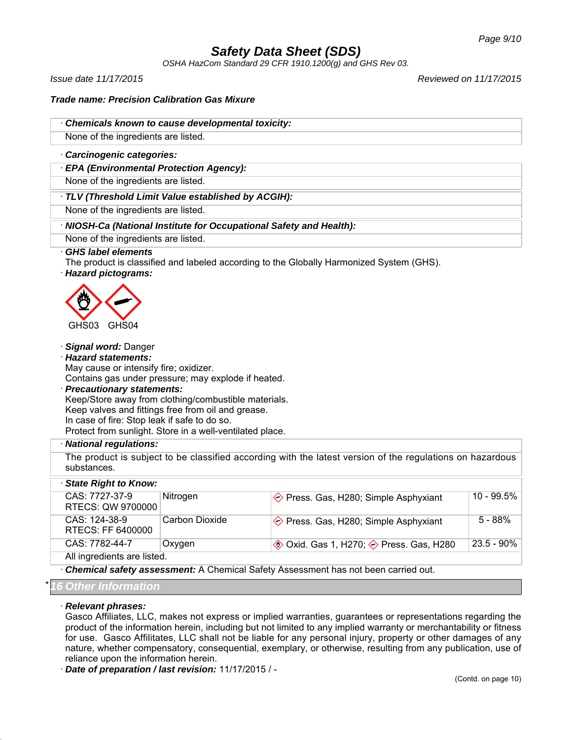# Safety Data Sheet (SDS)

*OSHA HazCom Standard 29 CFR 1910.1200(g) and GHS Rev 03.*

*Issue date 11/17/2015* — *Reviewed on 11/17/2015*

***Trade name: Precision Calibration Gas Mixure***

· ***Chemicals known to cause developmental toxicity:***

None of the ingredients are listed.

· ***Carcinogenic categories:***

· ***EPA (Environmental Protection Agency):***

None of the ingredients are listed.

· ***TLV (Threshold Limit Value established by ACGIH):***

None of the ingredients are listed.

· ***NIOSH-Ca (National Institute for Occupational Safety and Health):***

None of the ingredients are listed.

· ***GHS label elements***

The product is classified and labeled according to the Globally Harmonized System (GHS).

· ***Hazard pictograms:***

GHS03 GHS04

· ***Signal word:*** Danger

· ***Hazard statements:***

May cause or intensify fire; oxidizer.
Contains gas under pressure; may explode if heated.

· ***Precautionary statements:***

Keep/Store away from clothing/combustible materials.
Keep valves and fittings free from oil and grease.
In case of fire: Stop leak if safe to do so.
Protect from sunlight. Store in a well-ventilated place.

· ***National regulations:***

The product is subject to be classified according with the latest version of the regulations on hazardous substances.

· ***State Right to Know:***

| CAS / RTECS | Name | Classification | Concentration |
|---|---|---|---|
| CAS: 7727-37-9 RTECS: QW 9700000 | Nitrogen | Press. Gas, H280; Simple Asphyxiant | 10 - 99.5% |
| CAS: 124-38-9 RTECS: FF 6400000 | Carbon Dioxide | Press. Gas, H280; Simple Asphyxiant | 5 - 88% |
| CAS: 7782-44-7 | Oxygen | Oxid. Gas 1, H270; Press. Gas, H280 | 23.5 - 90% |

All ingredients are listed.

· ***Chemical safety assessment:*** A Chemical Safety Assessment has not been carried out.

## * 16 Other Information

· ***Relevant phrases:***

Gasco Affiliates, LLC, makes not express or implied warranties, guarantees or representations regarding the product of the information herein, including but not limited to any implied warranty or merchantability or fitness for use. Gasco Affilitates, LLC shall not be liable for any personal injury, property or other damages of any nature, whether compensatory, consequential, exemplary, or otherwise, resulting from any publication, use of reliance upon the information herein.

· ***Date of preparation / last revision:*** 11/17/2015 / -

(Contd. on page 10)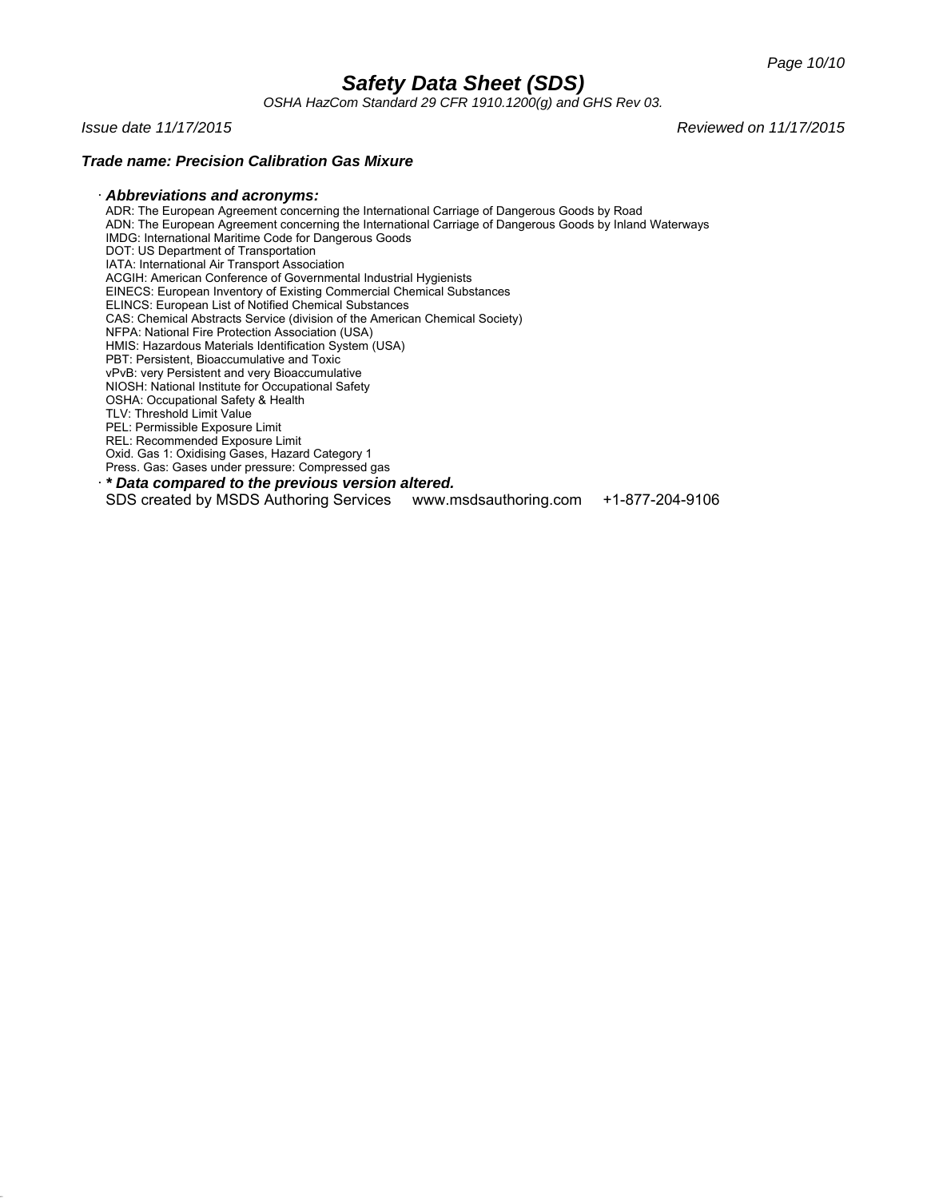· ***Abbreviations and acronyms:***

ADR: The European Agreement concerning the International Carriage of Dangerous Goods by Road
ADN: The European Agreement concerning the International Carriage of Dangerous Goods by Inland Waterways
IMDG: International Maritime Code for Dangerous Goods
DOT: US Department of Transportation
IATA: International Air Transport Association
ACGIH: American Conference of Governmental Industrial Hygienists
EINECS: European Inventory of Existing Commercial Chemical Substances
ELINCS: European List of Notified Chemical Substances
CAS: Chemical Abstracts Service (division of the American Chemical Society)
NFPA: National Fire Protection Association (USA)
HMIS: Hazardous Materials Identification System (USA)
PBT: Persistent, Bioaccumulative and Toxic
vPvB: very Persistent and very Bioaccumulative
NIOSH: National Institute for Occupational Safety
OSHA: Occupational Safety & Health
TLV: Threshold Limit Value
PEL: Permissible Exposure Limit
REL: Recommended Exposure Limit
Oxid. Gas 1: Oxidising Gases, Hazard Category 1
Press. Gas: Gases under pressure: Compressed gas

· ***\* Data compared to the previous version altered.***

SDS created by MSDS Authoring Services www.msdsauthoring.com +1-877-204-9106